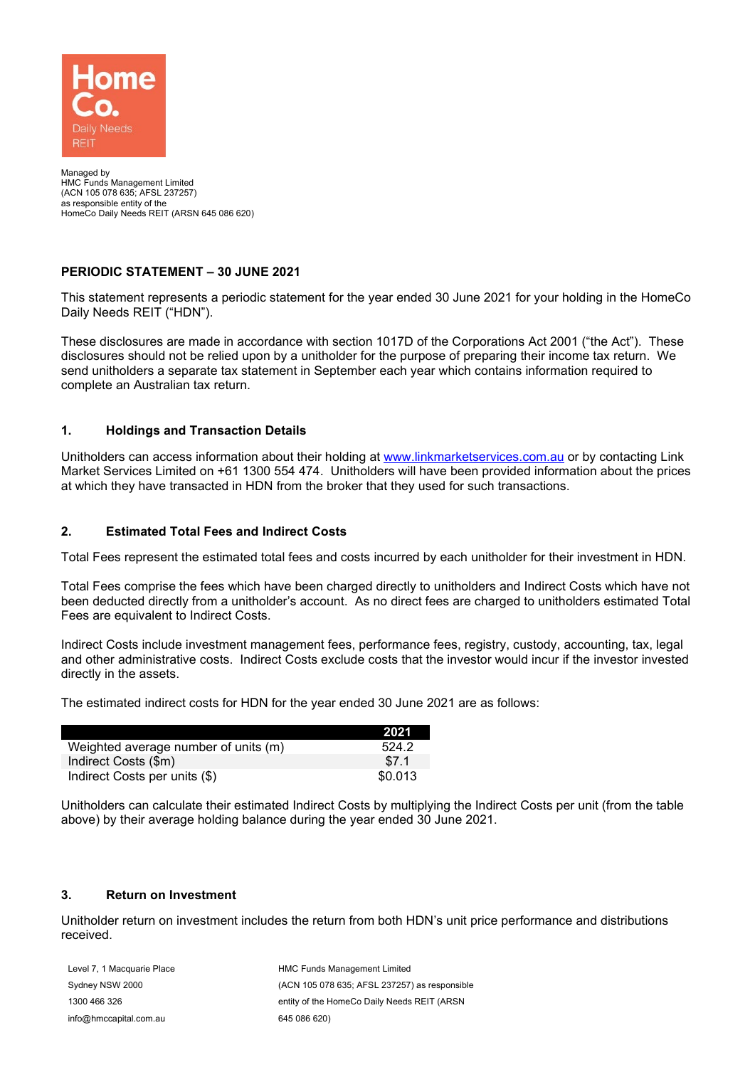Home Co. Daily Needs REIT

Managed by
HMC Funds Management Limited
(ACN 105 078 635; AFSL 237257)
as responsible entity of the
HomeCo Daily Needs REIT (ARSN 645 086 620)

# PERIODIC STATEMENT – 30 JUNE 2021

This statement represents a periodic statement for the year ended 30 June 2021 for your holding in the HomeCo Daily Needs REIT ("HDN").

These disclosures are made in accordance with section 1017D of the Corporations Act 2001 ("the Act"). These disclosures should not be relied upon by a unitholder for the purpose of preparing their income tax return. We send unitholders a separate tax statement in September each year which contains information required to complete an Australian tax return.

## 1. Holdings and Transaction Details

Unitholders can access information about their holding at www.linkmarketservices.com.au or by contacting Link Market Services Limited on +61 1300 554 474. Unitholders will have been provided information about the prices at which they have transacted in HDN from the broker that they used for such transactions.

## 2. Estimated Total Fees and Indirect Costs

Total Fees represent the estimated total fees and costs incurred by each unitholder for their investment in HDN.

Total Fees comprise the fees which have been charged directly to unitholders and Indirect Costs which have not been deducted directly from a unitholder's account. As no direct fees are charged to unitholders estimated Total Fees are equivalent to Indirect Costs.

Indirect Costs include investment management fees, performance fees, registry, custody, accounting, tax, legal and other administrative costs. Indirect Costs exclude costs that the investor would incur if the investor invested directly in the assets.

The estimated indirect costs for HDN for the year ended 30 June 2021 are as follows:

| | 2021 |
|---|---|
| Weighted average number of units (m) | 524.2 |
| Indirect Costs ($m) | $7.1 |
| Indirect Costs per units ($) | $0.013 |

Unitholders can calculate their estimated Indirect Costs by multiplying the Indirect Costs per unit (from the table above) by their average holding balance during the year ended 30 June 2021.

## 3. Return on Investment

Unitholder return on investment includes the return from both HDN's unit price performance and distributions received.

Level 7, 1 Macquarie Place
Sydney NSW 2000
1300 466 326
info@hmccapital.com.au

HMC Funds Management Limited
(ACN 105 078 635; AFSL 237257) as responsible entity of the HomeCo Daily Needs REIT (ARSN 645 086 620)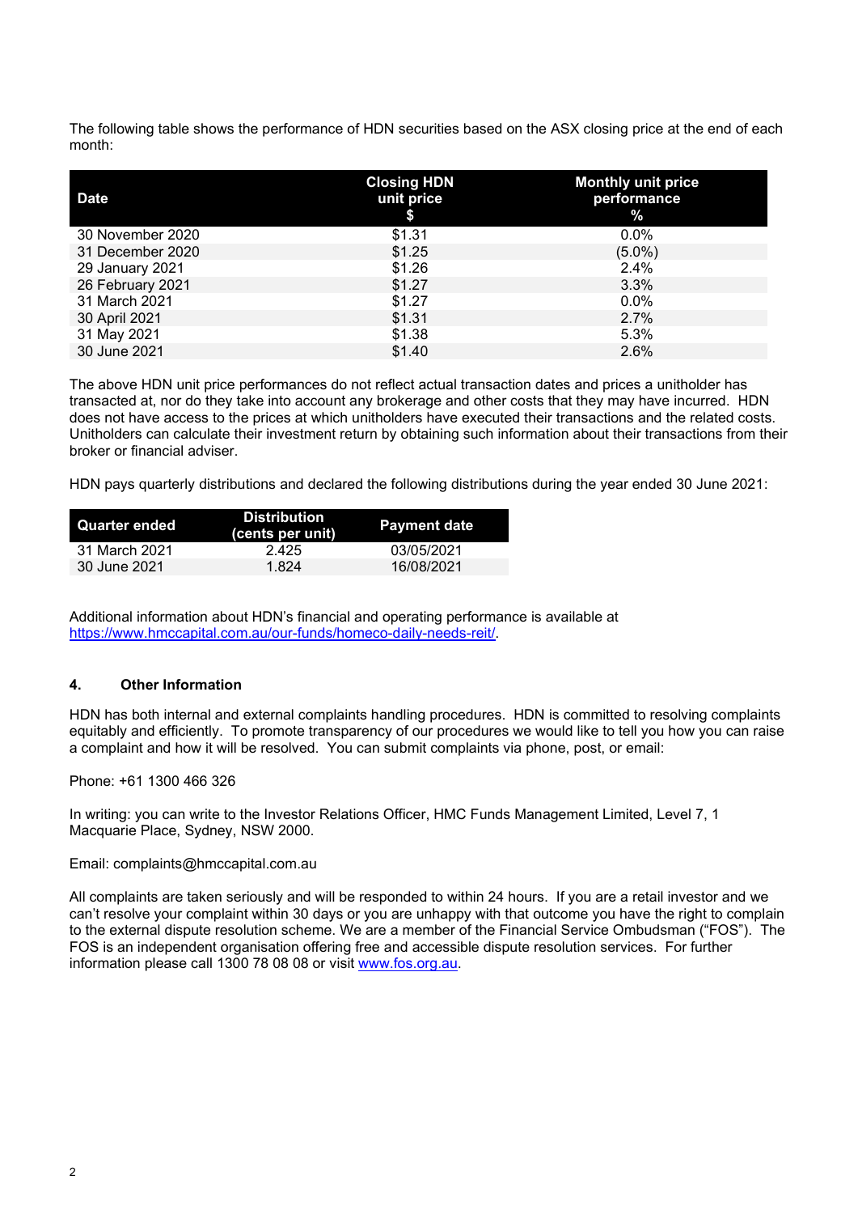The following table shows the performance of HDN securities based on the ASX closing price at the end of each month:

| Date | Closing HDN unit price $ | Monthly unit price performance % |
| --- | --- | --- |
| 30 November 2020 | $1.31 | 0.0% |
| 31 December 2020 | $1.25 | (5.0%) |
| 29 January 2021 | $1.26 | 2.4% |
| 26 February 2021 | $1.27 | 3.3% |
| 31 March 2021 | $1.27 | 0.0% |
| 30 April 2021 | $1.31 | 2.7% |
| 31 May 2021 | $1.38 | 5.3% |
| 30 June 2021 | $1.40 | 2.6% |

The above HDN unit price performances do not reflect actual transaction dates and prices a unitholder has transacted at, nor do they take into account any brokerage and other costs that they may have incurred. HDN does not have access to the prices at which unitholders have executed their transactions and the related costs. Unitholders can calculate their investment return by obtaining such information about their transactions from their broker or financial adviser.

HDN pays quarterly distributions and declared the following distributions during the year ended 30 June 2021:

| Quarter ended | Distribution (cents per unit) | Payment date |
| --- | --- | --- |
| 31 March 2021 | 2.425 | 03/05/2021 |
| 30 June 2021 | 1.824 | 16/08/2021 |

Additional information about HDN's financial and operating performance is available at https://www.hmccapital.com.au/our-funds/homeco-daily-needs-reit/.

## 4. Other Information

HDN has both internal and external complaints handling procedures. HDN is committed to resolving complaints equitably and efficiently. To promote transparency of our procedures we would like to tell you how you can raise a complaint and how it will be resolved. You can submit complaints via phone, post, or email:

Phone: +61 1300 466 326

In writing: you can write to the Investor Relations Officer, HMC Funds Management Limited, Level 7, 1 Macquarie Place, Sydney, NSW 2000.

Email: complaints@hmccapital.com.au

All complaints are taken seriously and will be responded to within 24 hours. If you are a retail investor and we can't resolve your complaint within 30 days or you are unhappy with that outcome you have the right to complain to the external dispute resolution scheme. We are a member of the Financial Service Ombudsman ("FOS"). The FOS is an independent organisation offering free and accessible dispute resolution services. For further information please call 1300 78 08 08 or visit www.fos.org.au.